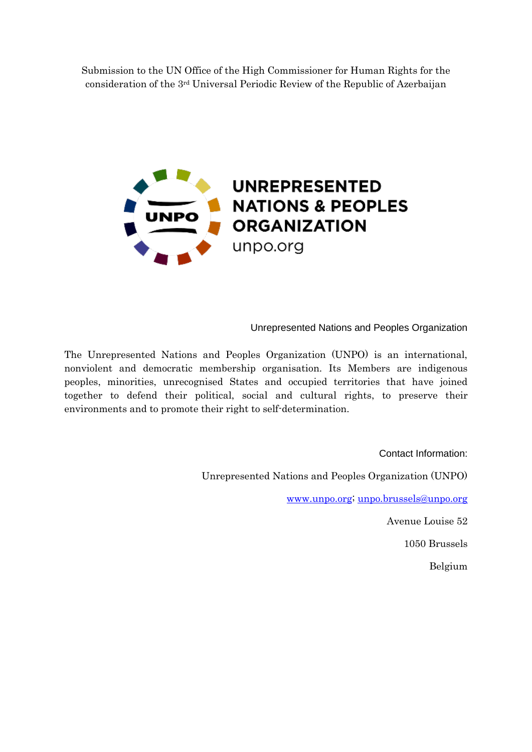Submission to the UN Office of the High Commissioner for Human Rights for the consideration of the 3rd Universal Periodic Review of the Republic of Azerbaijan

UNPO

**UNREPRESENTED NATIONS & PEOPLES ORGANIZATION**

unpo.org

Unrepresented Nations and Peoples Organization

The Unrepresented Nations and Peoples Organization (UNPO) is an international, nonviolent and democratic membership organisation. Its Members are indigenous peoples, minorities, unrecognised States and occupied territories that have joined together to defend their political, social and cultural rights, to preserve their environments and to promote their right to self-determination.

Contact Information:

Unrepresented Nations and Peoples Organization (UNPO)

www.unpo.org; unpo.brussels@unpo.org

Avenue Louise 52

1050 Brussels

Belgium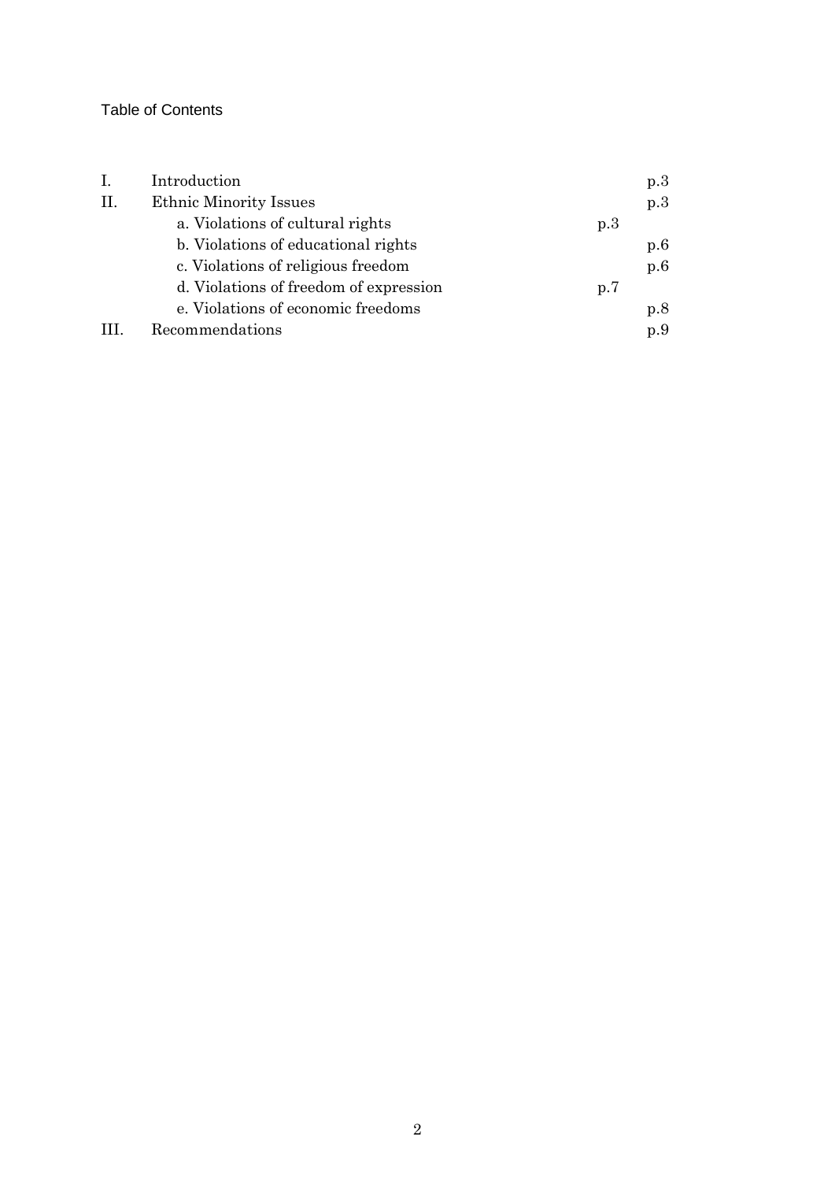Table of Contents

| | | |
|---|---|---|
| I. | Introduction | p.3 |
| II. | Ethnic Minority Issues | p.3 |
| | a. Violations of cultural rights | p.3 |
| | b. Violations of educational rights | p.6 |
| | c. Violations of religious freedom | p.6 |
| | d. Violations of freedom of expression | p.7 |
| | e. Violations of economic freedoms | p.8 |
| III. | Recommendations | p.9 |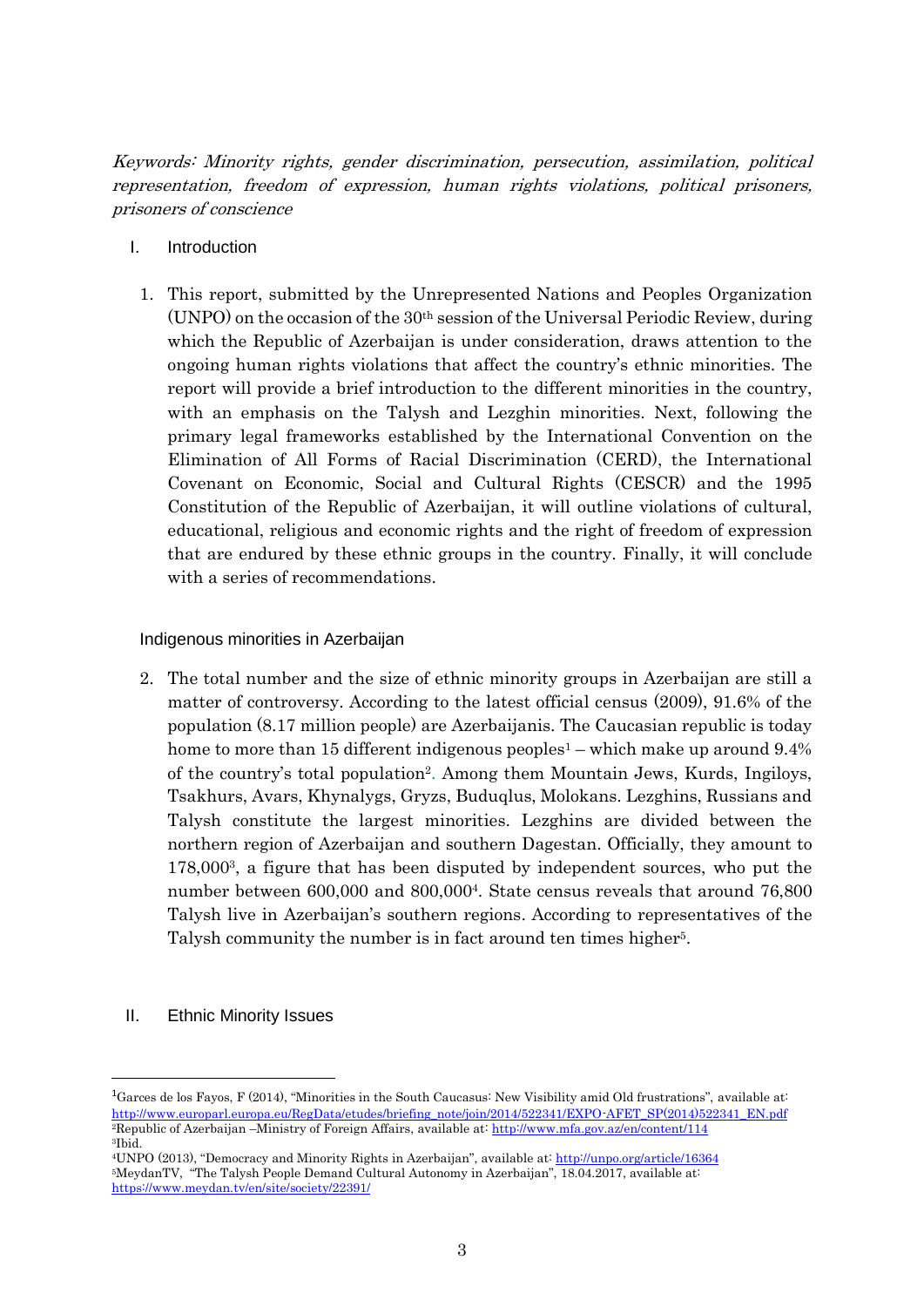*Keywords: Minority rights, gender discrimination, persecution, assimilation, political representation, freedom of expression, human rights violations, political prisoners, prisoners of conscience*

## I. Introduction

1. This report, submitted by the Unrepresented Nations and Peoples Organization (UNPO) on the occasion of the 30th session of the Universal Periodic Review, during which the Republic of Azerbaijan is under consideration, draws attention to the ongoing human rights violations that affect the country's ethnic minorities. The report will provide a brief introduction to the different minorities in the country, with an emphasis on the Talysh and Lezghin minorities. Next, following the primary legal frameworks established by the International Convention on the Elimination of All Forms of Racial Discrimination (CERD), the International Covenant on Economic, Social and Cultural Rights (CESCR) and the 1995 Constitution of the Republic of Azerbaijan, it will outline violations of cultural, educational, religious and economic rights and the right of freedom of expression that are endured by these ethnic groups in the country. Finally, it will conclude with a series of recommendations.

### Indigenous minorities in Azerbaijan

2. The total number and the size of ethnic minority groups in Azerbaijan are still a matter of controversy. According to the latest official census (2009), 91.6% of the population (8.17 million people) are Azerbaijanis. The Caucasian republic is today home to more than 15 different indigenous peoples[1] – which make up around 9.4% of the country's total population[2]. Among them Mountain Jews, Kurds, Ingiloys, Tsakhurs, Avars, Khynalygs, Gryzs, Buduqlus, Molokans. Lezghins, Russians and Talysh constitute the largest minorities. Lezghins are divided between the northern region of Azerbaijan and southern Dagestan. Officially, they amount to 178,000[3], a figure that has been disputed by independent sources, who put the number between 600,000 and 800,000[4]. State census reveals that around 76,800 Talysh live in Azerbaijan's southern regions. According to representatives of the Talysh community the number is in fact around ten times higher[5].

## II. Ethnic Minority Issues

---

[1] Garces de los Fayos, F (2014), "Minorities in the South Caucasus: New Visibility amid Old frustrations", available at: http://www.europarl.europa.eu/RegData/etudes/briefing_note/join/2014/522341/EXPO-AFET_SP(2014)522341_EN.pdf

[2] Republic of Azerbaijan –Ministry of Foreign Affairs, available at: http://www.mfa.gov.az/en/content/114

[3] Ibid.

[4] UNPO (2013), "Democracy and Minority Rights in Azerbaijan", available at: http://unpo.org/article/16364

[5] MeydanTV, "The Talysh People Demand Cultural Autonomy in Azerbaijan", 18.04.2017, available at: https://www.meydan.tv/en/site/society/22391/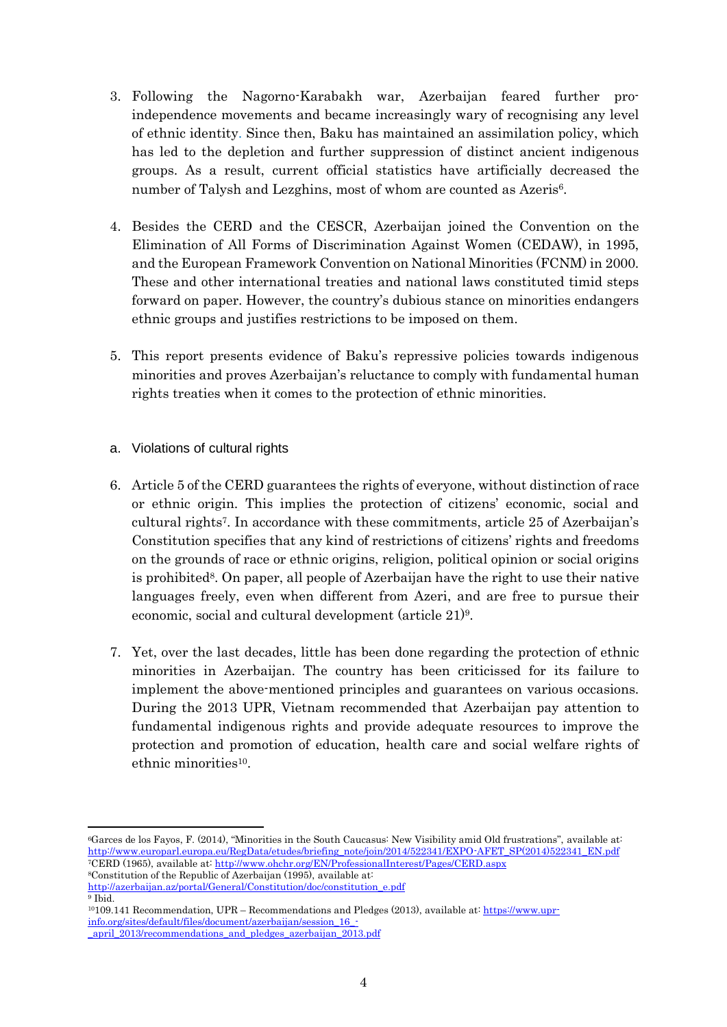3. Following the Nagorno-Karabakh war, Azerbaijan feared further pro-independence movements and became increasingly wary of recognising any level of ethnic identity. Since then, Baku has maintained an assimilation policy, which has led to the depletion and further suppression of distinct ancient indigenous groups. As a result, current official statistics have artificially decreased the number of Talysh and Lezghins, most of whom are counted as Azeris[6].

4. Besides the CERD and the CESCR, Azerbaijan joined the Convention on the Elimination of All Forms of Discrimination Against Women (CEDAW), in 1995, and the European Framework Convention on National Minorities (FCNM) in 2000. These and other international treaties and national laws constituted timid steps forward on paper. However, the country's dubious stance on minorities endangers ethnic groups and justifies restrictions to be imposed on them.

5. This report presents evidence of Baku's repressive policies towards indigenous minorities and proves Azerbaijan's reluctance to comply with fundamental human rights treaties when it comes to the protection of ethnic minorities.

### a. Violations of cultural rights

6. Article 5 of the CERD guarantees the rights of everyone, without distinction of race or ethnic origin. This implies the protection of citizens' economic, social and cultural rights[7]. In accordance with these commitments, article 25 of Azerbaijan's Constitution specifies that any kind of restrictions of citizens' rights and freedoms on the grounds of race or ethnic origins, religion, political opinion or social origins is prohibited[8]. On paper, all people of Azerbaijan have the right to use their native languages freely, even when different from Azeri, and are free to pursue their economic, social and cultural development (article 21)[9].

7. Yet, over the last decades, little has been done regarding the protection of ethnic minorities in Azerbaijan. The country has been criticissed for its failure to implement the above-mentioned principles and guarantees on various occasions. During the 2013 UPR, Vietnam recommended that Azerbaijan pay attention to fundamental indigenous rights and provide adequate resources to improve the protection and promotion of education, health care and social welfare rights of ethnic minorities[10].

---

[6] Garces de los Fayos, F. (2014), "Minorities in the South Caucasus: New Visibility amid Old frustrations", available at: http://www.europarl.europa.eu/RegData/etudes/briefing_note/join/2014/522341/EXPO-AFET_SP(2014)522341_EN.pdf

[7] CERD (1965), available at: http://www.ohchr.org/EN/ProfessionalInterest/Pages/CERD.aspx

[8] Constitution of the Republic of Azerbaijan (1995), available at: http://azerbaijan.az/portal/General/Constitution/doc/constitution_e.pdf

[9] Ibid.

[10] 109.141 Recommendation, UPR – Recommendations and Pledges (2013), available at: https://www.upr-info.org/sites/default/files/document/azerbaijan/session_16_-_april_2013/recommendations_and_pledges_azerbaijan_2013.pdf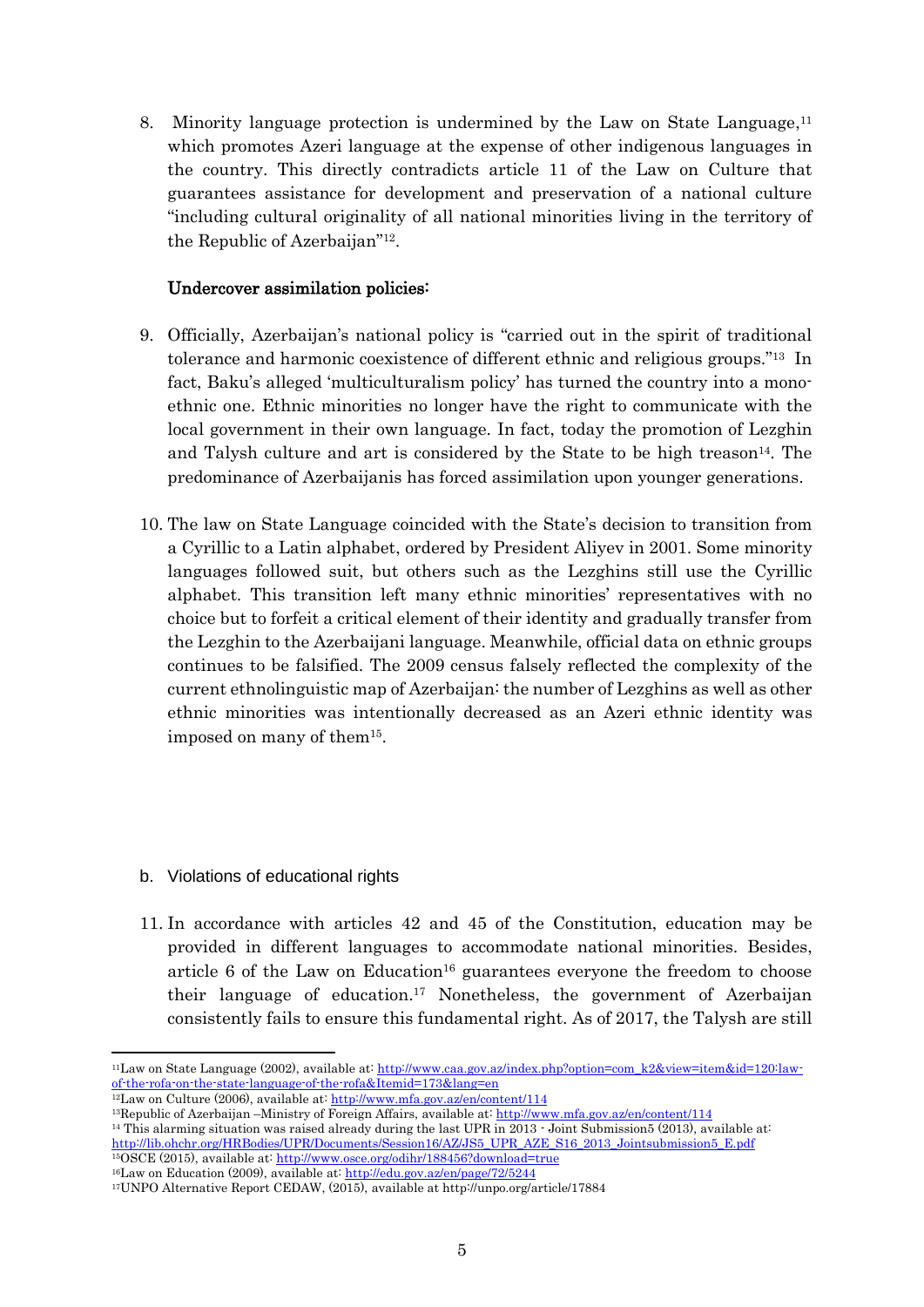8. Minority language protection is undermined by the Law on State Language,[11] which promotes Azeri language at the expense of other indigenous languages in the country. This directly contradicts article 11 of the Law on Culture that guarantees assistance for development and preservation of a national culture "including cultural originality of all national minorities living in the territory of the Republic of Azerbaijan"[12].

**Undercover assimilation policies:**

9. Officially, Azerbaijan's national policy is "carried out in the spirit of traditional tolerance and harmonic coexistence of different ethnic and religious groups."[13] In fact, Baku's alleged 'multiculturalism policy' has turned the country into a mono-ethnic one. Ethnic minorities no longer have the right to communicate with the local government in their own language. In fact, today the promotion of Lezghin and Talysh culture and art is considered by the State to be high treason[14]. The predominance of Azerbaijanis has forced assimilation upon younger generations.

10. The law on State Language coincided with the State's decision to transition from a Cyrillic to a Latin alphabet, ordered by President Aliyev in 2001. Some minority languages followed suit, but others such as the Lezghins still use the Cyrillic alphabet. This transition left many ethnic minorities' representatives with no choice but to forfeit a critical element of their identity and gradually transfer from the Lezghin to the Azerbaijani language. Meanwhile, official data on ethnic groups continues to be falsified. The 2009 census falsely reflected the complexity of the current ethnolinguistic map of Azerbaijan: the number of Lezghins as well as other ethnic minorities was intentionally decreased as an Azeri ethnic identity was imposed on many of them[15].

b. Violations of educational rights

11. In accordance with articles 42 and 45 of the Constitution, education may be provided in different languages to accommodate national minorities. Besides, article 6 of the Law on Education[16] guarantees everyone the freedom to choose their language of education.[17] Nonetheless, the government of Azerbaijan consistently fails to ensure this fundamental right. As of 2017, the Talysh are still

---

[11] Law on State Language (2002), available at: http://www.caa.gov.az/index.php?option=com_k2&view=item&id=120:law-of-the-rofa-on-the-state-language-of-the-rofa&Itemid=173&lang=en

[12] Law on Culture (2006), available at: http://www.mfa.gov.az/en/content/114

[13] Republic of Azerbaijan –Ministry of Foreign Affairs, available at: http://www.mfa.gov.az/en/content/114

[14] This alarming situation was raised already during the last UPR in 2013 - Joint Submission5 (2013), available at: http://lib.ohchr.org/HRBodies/UPR/Documents/Session16/AZ/JS5_UPR_AZE_S16_2013_Jointsubmission5_E.pdf

[15] OSCE (2015), available at: http://www.osce.org/odihr/188456?download=true

[16] Law on Education (2009), available at: http://edu.gov.az/en/page/72/5244

[17] UNPO Alternative Report CEDAW, (2015), available at http://unpo.org/article/17884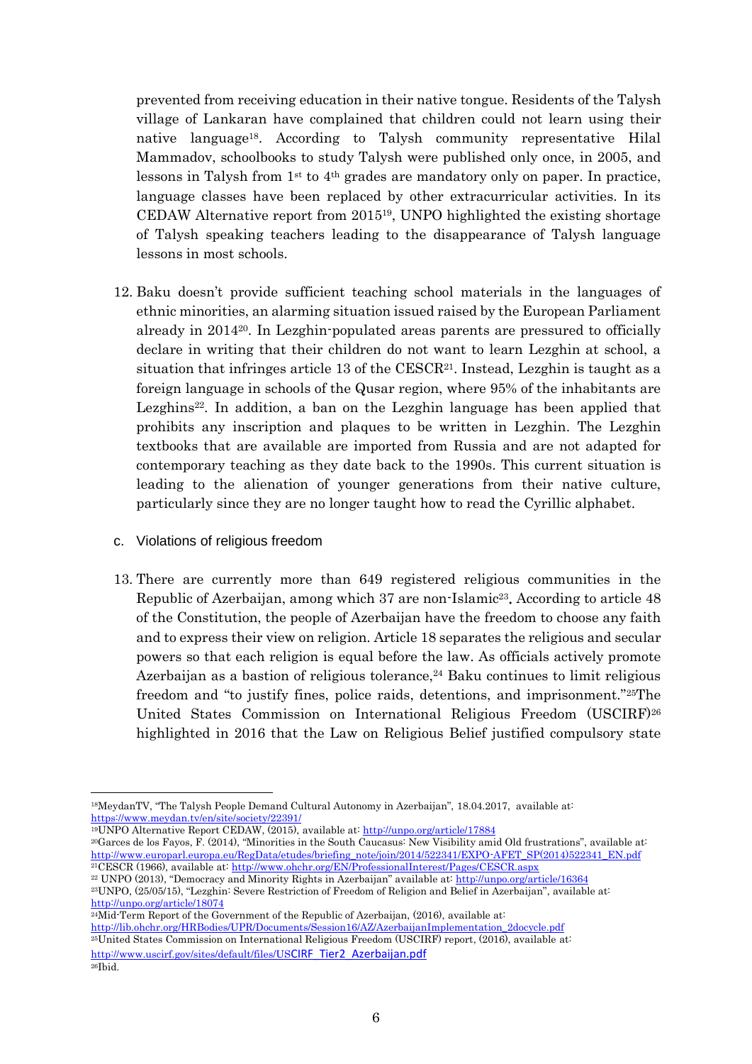prevented from receiving education in their native tongue. Residents of the Talysh village of Lankaran have complained that children could not learn using their native language[18]. According to Talysh community representative Hilal Mammadov, schoolbooks to study Talysh were published only once, in 2005, and lessons in Talysh from 1st to 4th grades are mandatory only on paper. In practice, language classes have been replaced by other extracurricular activities. In its CEDAW Alternative report from 2015[19], UNPO highlighted the existing shortage of Talysh speaking teachers leading to the disappearance of Talysh language lessons in most schools.

12. Baku doesn't provide sufficient teaching school materials in the languages of ethnic minorities, an alarming situation issued raised by the European Parliament already in 2014[20]. In Lezghin-populated areas parents are pressured to officially declare in writing that their children do not want to learn Lezghin at school, a situation that infringes article 13 of the CESCR[21]. Instead, Lezghin is taught as a foreign language in schools of the Qusar region, where 95% of the inhabitants are Lezghins[22]. In addition, a ban on the Lezghin language has been applied that prohibits any inscription and plaques to be written in Lezghin. The Lezghin textbooks that are available are imported from Russia and are not adapted for contemporary teaching as they date back to the 1990s. This current situation is leading to the alienation of younger generations from their native culture, particularly since they are no longer taught how to read the Cyrillic alphabet.

c. Violations of religious freedom

13. There are currently more than 649 registered religious communities in the Republic of Azerbaijan, among which 37 are non-Islamic[23]. According to article 48 of the Constitution, the people of Azerbaijan have the freedom to choose any faith and to express their view on religion. Article 18 separates the religious and secular powers so that each religion is equal before the law. As officials actively promote Azerbaijan as a bastion of religious tolerance,[24] Baku continues to limit religious freedom and "to justify fines, police raids, detentions, and imprisonment."[25]The United States Commission on International Religious Freedom (USCIRF)[26] highlighted in 2016 that the Law on Religious Belief justified compulsory state

---

[18]MeydanTV, "The Talysh People Demand Cultural Autonomy in Azerbaijan", 18.04.2017, available at: https://www.meydan.tv/en/site/society/22391/

[19]UNPO Alternative Report CEDAW, (2015), available at: http://unpo.org/article/17884

[20]Garces de los Fayos, F. (2014), "Minorities in the South Caucasus: New Visibility amid Old frustrations", available at: http://www.europarl.europa.eu/RegData/etudes/briefing_note/join/2014/522341/EXPO-AFET_SP(2014)522341_EN.pdf

[21]CESCR (1966), available at: http://www.ohchr.org/EN/ProfessionalInterest/Pages/CESCR.aspx

[22] UNPO (2013), "Democracy and Minority Rights in Azerbaijan" available at: http://unpo.org/article/16364

[23]UNPO, (25/05/15), "Lezghin: Severe Restriction of Freedom of Religion and Belief in Azerbaijan", available at: http://unpo.org/article/18074

[24]Mid-Term Report of the Government of the Republic of Azerbaijan, (2016), available at: http://lib.ohchr.org/HRBodies/UPR/Documents/Session16/AZ/AzerbaijanImplementation_2docycle.pdf

[25]United States Commission on International Religious Freedom (USCIRF) report, (2016), available at: http://www.uscirf.gov/sites/default/files/USCIRF_Tier2_Azerbaijan.pdf

[26]Ibid.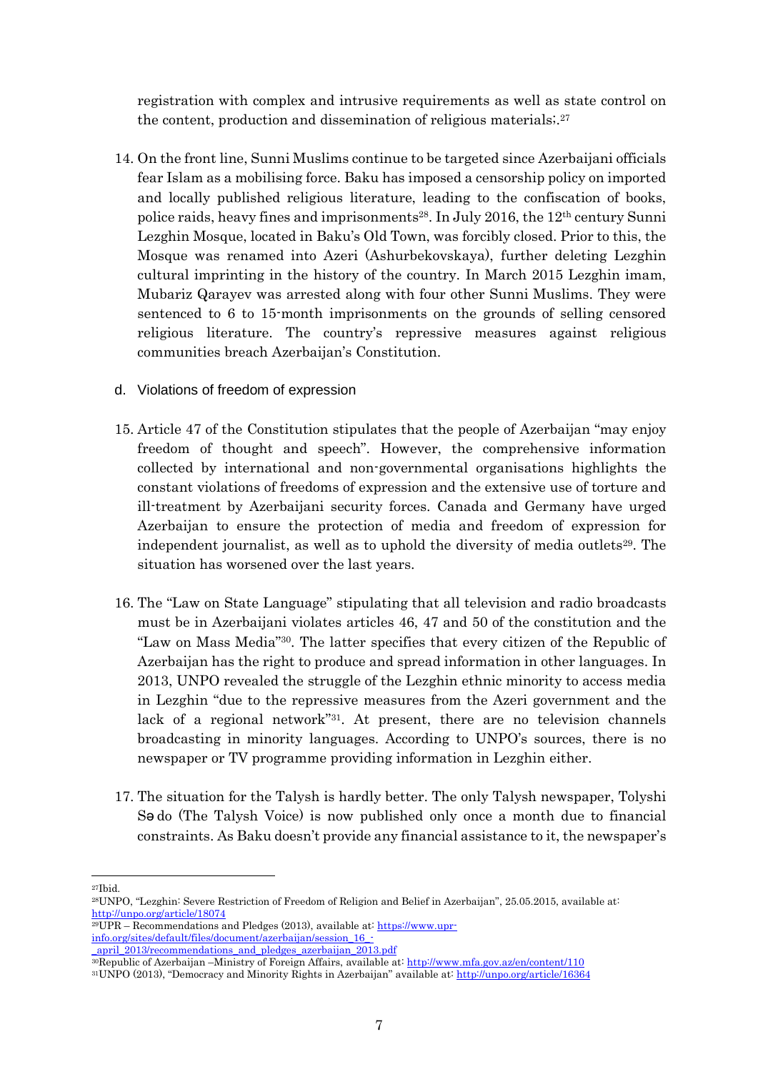registration with complex and intrusive requirements as well as state control on the content, production and dissemination of religious materials;.[27]

14. On the front line, Sunni Muslims continue to be targeted since Azerbaijani officials fear Islam as a mobilising force. Baku has imposed a censorship policy on imported and locally published religious literature, leading to the confiscation of books, police raids, heavy fines and imprisonments[28]. In July 2016, the 12th century Sunni Lezghin Mosque, located in Baku's Old Town, was forcibly closed. Prior to this, the Mosque was renamed into Azeri (Ashurbekovskaya), further deleting Lezghin cultural imprinting in the history of the country. In March 2015 Lezghin imam, Mubariz Qarayev was arrested along with four other Sunni Muslims. They were sentenced to 6 to 15-month imprisonments on the grounds of selling censored religious literature. The country's repressive measures against religious communities breach Azerbaijan's Constitution.

d. Violations of freedom of expression

15. Article 47 of the Constitution stipulates that the people of Azerbaijan "may enjoy freedom of thought and speech". However, the comprehensive information collected by international and non-governmental organisations highlights the constant violations of freedoms of expression and the extensive use of torture and ill-treatment by Azerbaijani security forces. Canada and Germany have urged Azerbaijan to ensure the protection of media and freedom of expression for independent journalist, as well as to uphold the diversity of media outlets[29]. The situation has worsened over the last years.

16. The "Law on State Language" stipulating that all television and radio broadcasts must be in Azerbaijani violates articles 46, 47 and 50 of the constitution and the "Law on Mass Media"[30]. The latter specifies that every citizen of the Republic of Azerbaijan has the right to produce and spread information in other languages. In 2013, UNPO revealed the struggle of the Lezghin ethnic minority to access media in Lezghin "due to the repressive measures from the Azeri government and the lack of a regional network"[31]. At present, there are no television channels broadcasting in minority languages. According to UNPO's sources, there is no newspaper or TV programme providing information in Lezghin either.

17. The situation for the Talysh is hardly better. The only Talysh newspaper, Tolyshi Sə do (The Talysh Voice) is now published only once a month due to financial constraints. As Baku doesn't provide any financial assistance to it, the newspaper's

---

[27] Ibid.

[28] UNPO, "Lezghin: Severe Restriction of Freedom of Religion and Belief in Azerbaijan", 25.05.2015, available at: http://unpo.org/article/18074

[29] UPR – Recommendations and Pledges (2013), available at: https://www.upr-info.org/sites/default/files/document/azerbaijan/session_16_-_april_2013/recommendations_and_pledges_azerbaijan_2013.pdf

[30] Republic of Azerbaijan –Ministry of Foreign Affairs, available at: http://www.mfa.gov.az/en/content/110

[31] UNPO (2013), "Democracy and Minority Rights in Azerbaijan" available at: http://unpo.org/article/16364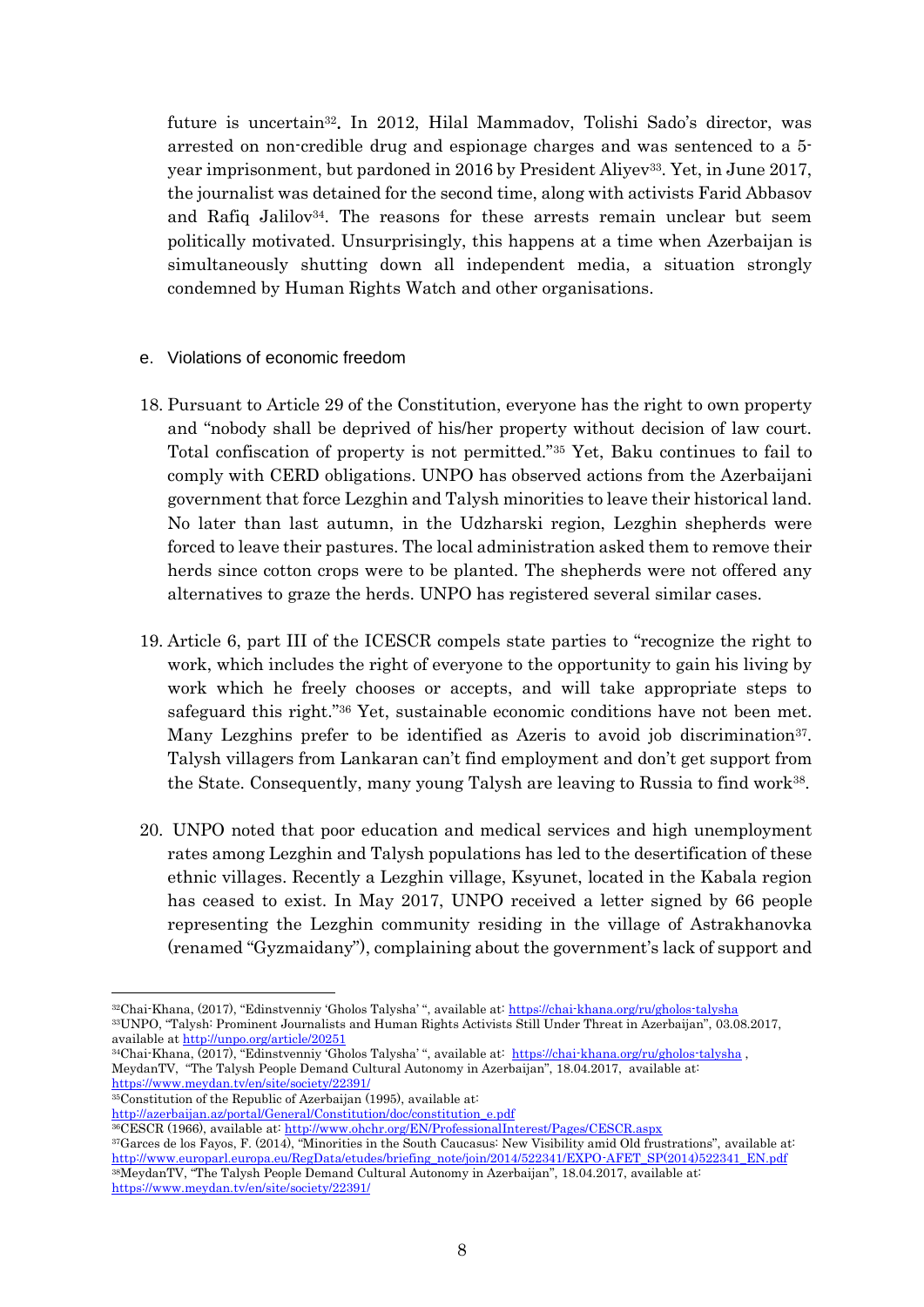future is uncertain[32]. In 2012, Hilal Mammadov, Tolishi Sado's director, was arrested on non-credible drug and espionage charges and was sentenced to a 5-year imprisonment, but pardoned in 2016 by President Aliyev[33]. Yet, in June 2017, the journalist was detained for the second time, along with activists Farid Abbasov and Rafiq Jalilov[34]. The reasons for these arrests remain unclear but seem politically motivated. Unsurprisingly, this happens at a time when Azerbaijan is simultaneously shutting down all independent media, a situation strongly condemned by Human Rights Watch and other organisations.

e. Violations of economic freedom

18. Pursuant to Article 29 of the Constitution, everyone has the right to own property and "nobody shall be deprived of his/her property without decision of law court. Total confiscation of property is not permitted."[35] Yet, Baku continues to fail to comply with CERD obligations. UNPO has observed actions from the Azerbaijani government that force Lezghin and Talysh minorities to leave their historical land. No later than last autumn, in the Udzharski region, Lezghin shepherds were forced to leave their pastures. The local administration asked them to remove their herds since cotton crops were to be planted. The shepherds were not offered any alternatives to graze the herds. UNPO has registered several similar cases.

19. Article 6, part III of the ICESCR compels state parties to "recognize the right to work, which includes the right of everyone to the opportunity to gain his living by work which he freely chooses or accepts, and will take appropriate steps to safeguard this right."[36] Yet, sustainable economic conditions have not been met. Many Lezghins prefer to be identified as Azeris to avoid job discrimination[37]. Talysh villagers from Lankaran can't find employment and don't get support from the State. Consequently, many young Talysh are leaving to Russia to find work[38].

20. UNPO noted that poor education and medical services and high unemployment rates among Lezghin and Talysh populations has led to the desertification of these ethnic villages. Recently a Lezghin village, Ksyunet, located in the Kabala region has ceased to exist. In May 2017, UNPO received a letter signed by 66 people representing the Lezghin community residing in the village of Astrakhanovka (renamed "Gyzmaidany"), complaining about the government's lack of support and

---

[32] Chai-Khana, (2017), "Edinstvenniy 'Gholos Talysha' ", available at: https://chai-khana.org/ru/gholos-talysha

[33] UNPO, "Talysh: Prominent Journalists and Human Rights Activists Still Under Threat in Azerbaijan", 03.08.2017, available at http://unpo.org/article/20251

[34] Chai-Khana, (2017), "Edinstvenniy 'Gholos Talysha' ", available at: https://chai-khana.org/ru/gholos-talysha , MeydanTV, "The Talysh People Demand Cultural Autonomy in Azerbaijan", 18.04.2017, available at: https://www.meydan.tv/en/site/society/22391/

[35] Constitution of the Republic of Azerbaijan (1995), available at: http://azerbaijan.az/portal/General/Constitution/doc/constitution_e.pdf

[36] CESCR (1966), available at: http://www.ohchr.org/EN/ProfessionalInterest/Pages/CESCR.aspx

[37] Garces de los Fayos, F. (2014), "Minorities in the South Caucasus: New Visibility amid Old frustrations", available at: http://www.europarl.europa.eu/RegData/etudes/briefing_note/join/2014/522341/EXPO-AFET_SP(2014)522341_EN.pdf

[38] MeydanTV, "The Talysh People Demand Cultural Autonomy in Azerbaijan", 18.04.2017, available at: https://www.meydan.tv/en/site/society/22391/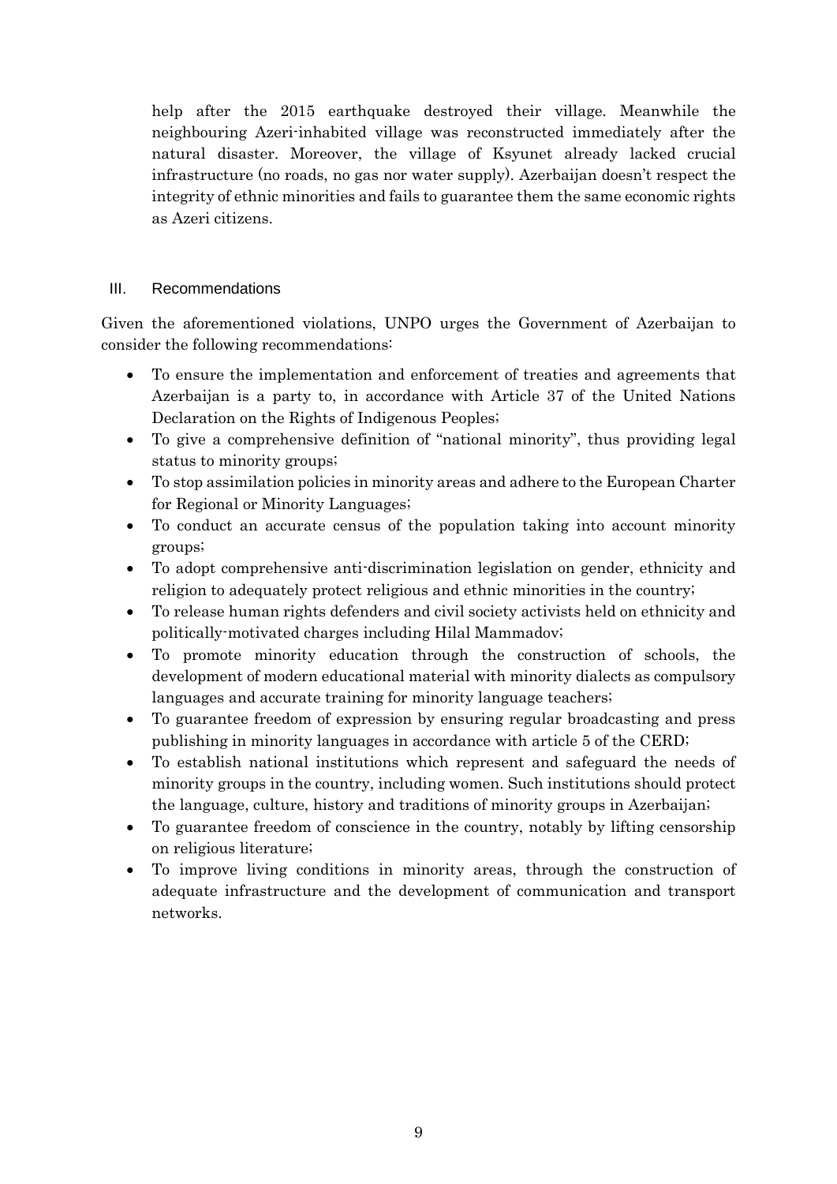help after the 2015 earthquake destroyed their village. Meanwhile the neighbouring Azeri-inhabited village was reconstructed immediately after the natural disaster. Moreover, the village of Ksyunet already lacked crucial infrastructure (no roads, no gas nor water supply). Azerbaijan doesn't respect the integrity of ethnic minorities and fails to guarantee them the same economic rights as Azeri citizens.

## III. Recommendations

Given the aforementioned violations, UNPO urges the Government of Azerbaijan to consider the following recommendations:

- To ensure the implementation and enforcement of treaties and agreements that Azerbaijan is a party to, in accordance with Article 37 of the United Nations Declaration on the Rights of Indigenous Peoples;
- To give a comprehensive definition of "national minority", thus providing legal status to minority groups;
- To stop assimilation policies in minority areas and adhere to the European Charter for Regional or Minority Languages;
- To conduct an accurate census of the population taking into account minority groups;
- To adopt comprehensive anti-discrimination legislation on gender, ethnicity and religion to adequately protect religious and ethnic minorities in the country;
- To release human rights defenders and civil society activists held on ethnicity and politically-motivated charges including Hilal Mammadov;
- To promote minority education through the construction of schools, the development of modern educational material with minority dialects as compulsory languages and accurate training for minority language teachers;
- To guarantee freedom of expression by ensuring regular broadcasting and press publishing in minority languages in accordance with article 5 of the CERD;
- To establish national institutions which represent and safeguard the needs of minority groups in the country, including women. Such institutions should protect the language, culture, history and traditions of minority groups in Azerbaijan;
- To guarantee freedom of conscience in the country, notably by lifting censorship on religious literature;
- To improve living conditions in minority areas, through the construction of adequate infrastructure and the development of communication and transport networks.